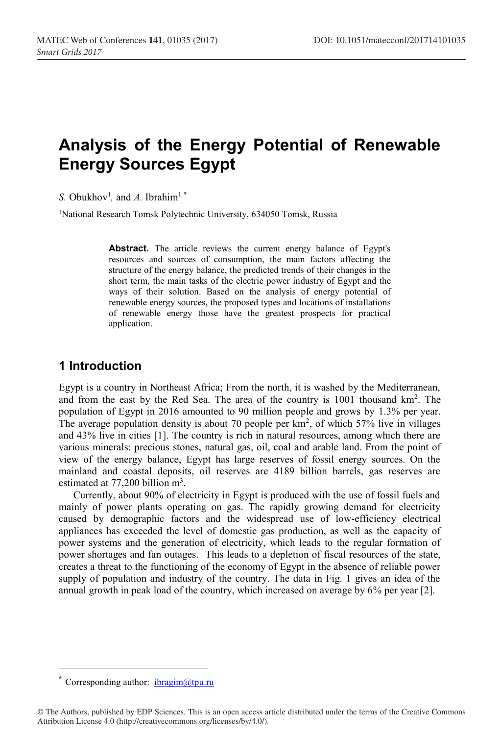# Analysis of the Energy Potential of Renewable Energy Sources Egypt

*S.* Obukhov[1], and *A.* Ibrahim[1,*]

[1]National Research Tomsk Polytechnic University, 634050 Tomsk, Russia

**Abstract.** The article reviews the current energy balance of Egypt's resources and sources of consumption, the main factors affecting the structure of the energy balance, the predicted trends of their changes in the short term, the main tasks of the electric power industry of Egypt and the ways of their solution. Based on the analysis of energy potential of renewable energy sources, the proposed types and locations of installations of renewable energy those have the greatest prospects for practical application.

## 1 Introduction

Egypt is a country in Northeast Africa; From the north, it is washed by the Mediterranean, and from the east by the Red Sea. The area of the country is 1001 thousand km$^2$. The population of Egypt in 2016 amounted to 90 million people and grows by 1.3% per year. The average population density is about 70 people per km$^2$, of which 57% live in villages and 43% live in cities [1]. The country is rich in natural resources, among which there are various minerals: precious stones, natural gas, oil, coal and arable land. From the point of view of the energy balance, Egypt has large reserves of fossil energy sources. On the mainland and coastal deposits, oil reserves are 4189 billion barrels, gas reserves are estimated at 77,200 billion m$^3$.

Currently, about 90% of electricity in Egypt is produced with the use of fossil fuels and mainly of power plants operating on gas. The rapidly growing demand for electricity caused by demographic factors and the widespread use of low-efficiency electrical appliances has exceeded the level of domestic gas production, as well as the capacity of power systems and the generation of electricity, which leads to the regular formation of power shortages and fan outages. This leads to a depletion of fiscal resources of the state, creates a threat to the functioning of the economy of Egypt in the absence of reliable power supply of population and industry of the country. The data in Fig. 1 gives an idea of the annual growth in peak load of the country, which increased on average by 6% per year [2].

\* Corresponding author: ibragim@tpu.ru

© The Authors, published by EDP Sciences. This is an open access article distributed under the terms of the Creative Commons Attribution License 4.0 (http://creativecommons.org/licenses/by/4.0/).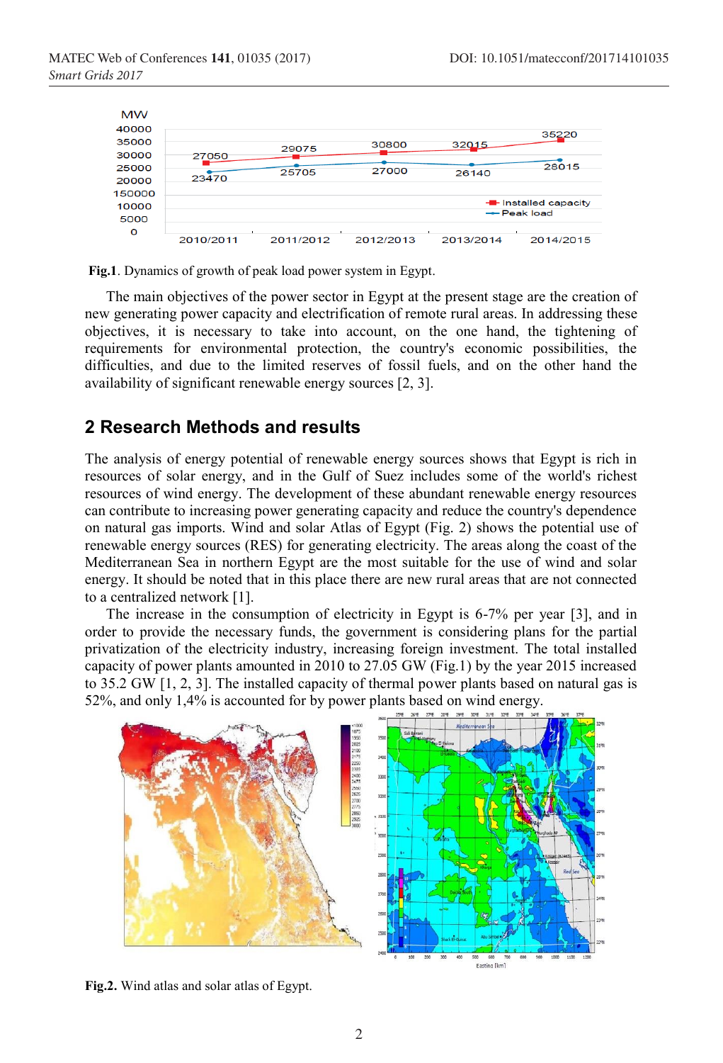**Fig.1**. Dynamics of growth of peak load power system in Egypt.

The main objectives of the power sector in Egypt at the present stage are the creation of new generating power capacity and electrification of remote rural areas. In addressing these objectives, it is necessary to take into account, on the one hand, the tightening of requirements for environmental protection, the country's economic possibilities, the difficulties, and due to the limited reserves of fossil fuels, and on the other hand the availability of significant renewable energy sources [2, 3].

## 2 Research Methods and results

The analysis of energy potential of renewable energy sources shows that Egypt is rich in resources of solar energy, and in the Gulf of Suez includes some of the world's richest resources of wind energy. The development of these abundant renewable energy resources can contribute to increasing power generating capacity and reduce the country's dependence on natural gas imports. Wind and solar Atlas of Egypt (Fig. 2) shows the potential use of renewable energy sources (RES) for generating electricity. The areas along the coast of the Mediterranean Sea in northern Egypt are the most suitable for the use of wind and solar energy. It should be noted that in this place there are new rural areas that are not connected to a centralized network [1].

The increase in the consumption of electricity in Egypt is 6-7% per year [3], and in order to provide the necessary funds, the government is considering plans for the partial privatization of the electricity industry, increasing foreign investment. The total installed capacity of power plants amounted in 2010 to 27.05 GW (Fig.1) by the year 2015 increased to 35.2 GW [1, 2, 3]. The installed capacity of thermal power plants based on natural gas is 52%, and only 1,4% is accounted for by power plants based on wind energy.

**Fig.2.** Wind atlas and solar atlas of Egypt.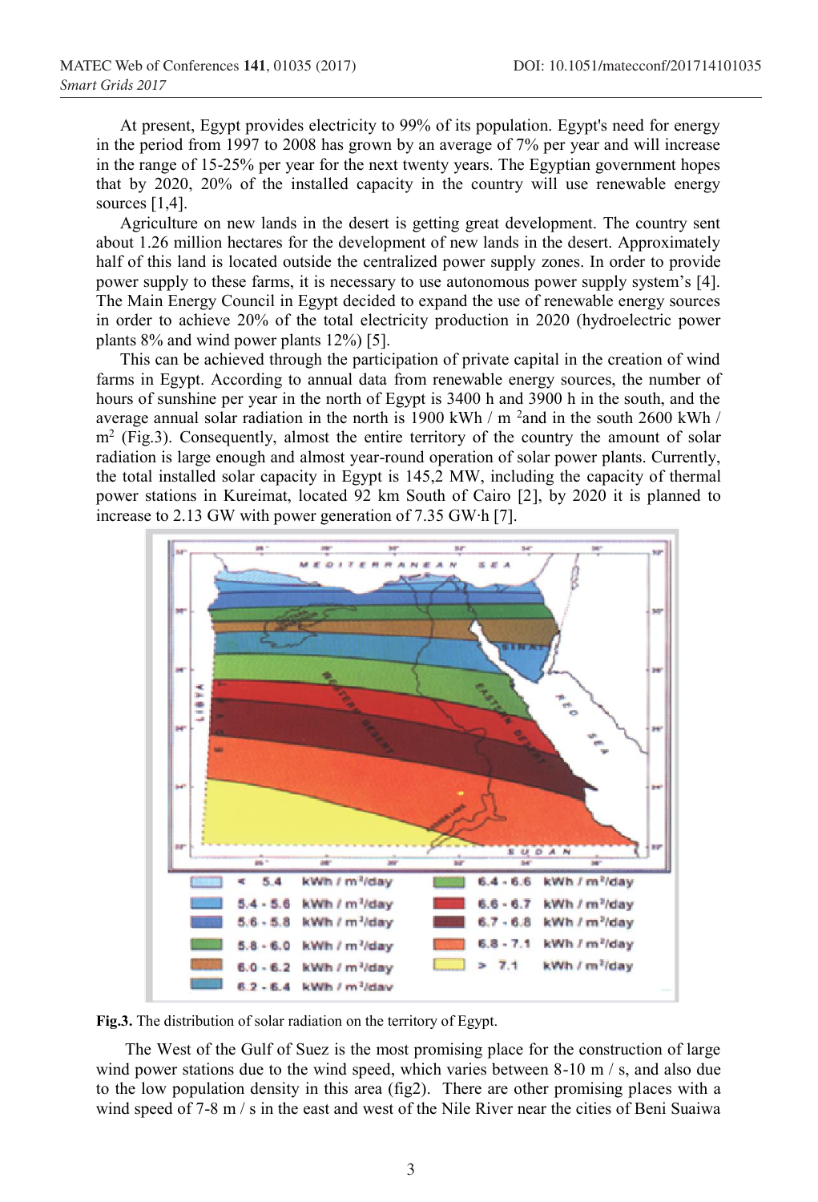At present, Egypt provides electricity to 99% of its population. Egypt's need for energy in the period from 1997 to 2008 has grown by an average of 7% per year and will increase in the range of 15-25% per year for the next twenty years. The Egyptian government hopes that by 2020, 20% of the installed capacity in the country will use renewable energy sources [1,4].

Agriculture on new lands in the desert is getting great development. The country sent about 1.26 million hectares for the development of new lands in the desert. Approximately half of this land is located outside the centralized power supply zones. In order to provide power supply to these farms, it is necessary to use autonomous power supply system's [4]. The Main Energy Council in Egypt decided to expand the use of renewable energy sources in order to achieve 20% of the total electricity production in 2020 (hydroelectric power plants 8% and wind power plants 12%) [5].

This can be achieved through the participation of private capital in the creation of wind farms in Egypt. According to annual data from renewable energy sources, the number of hours of sunshine per year in the north of Egypt is 3400 h and 3900 h in the south, and the average annual solar radiation in the north is 1900 kWh / m $^2$and in the south 2600 kWh / m$^2$ (Fig.3). Consequently, almost the entire territory of the country the amount of solar radiation is large enough and almost year-round operation of solar power plants. Currently, the total installed solar capacity in Egypt is 145,2 MW, including the capacity of thermal power stations in Kureimat, located 92 km South of Cairo [2], by 2020 it is planned to increase to 2.13 GW with power generation of 7.35 GW·h [7].

**Fig.3.** The distribution of solar radiation on the territory of Egypt.

The West of the Gulf of Suez is the most promising place for the construction of large wind power stations due to the wind speed, which varies between 8-10 m / s, and also due to the low population density in this area (fig2). There are other promising places with a wind speed of 7-8 m / s in the east and west of the Nile River near the cities of Beni Suaiwa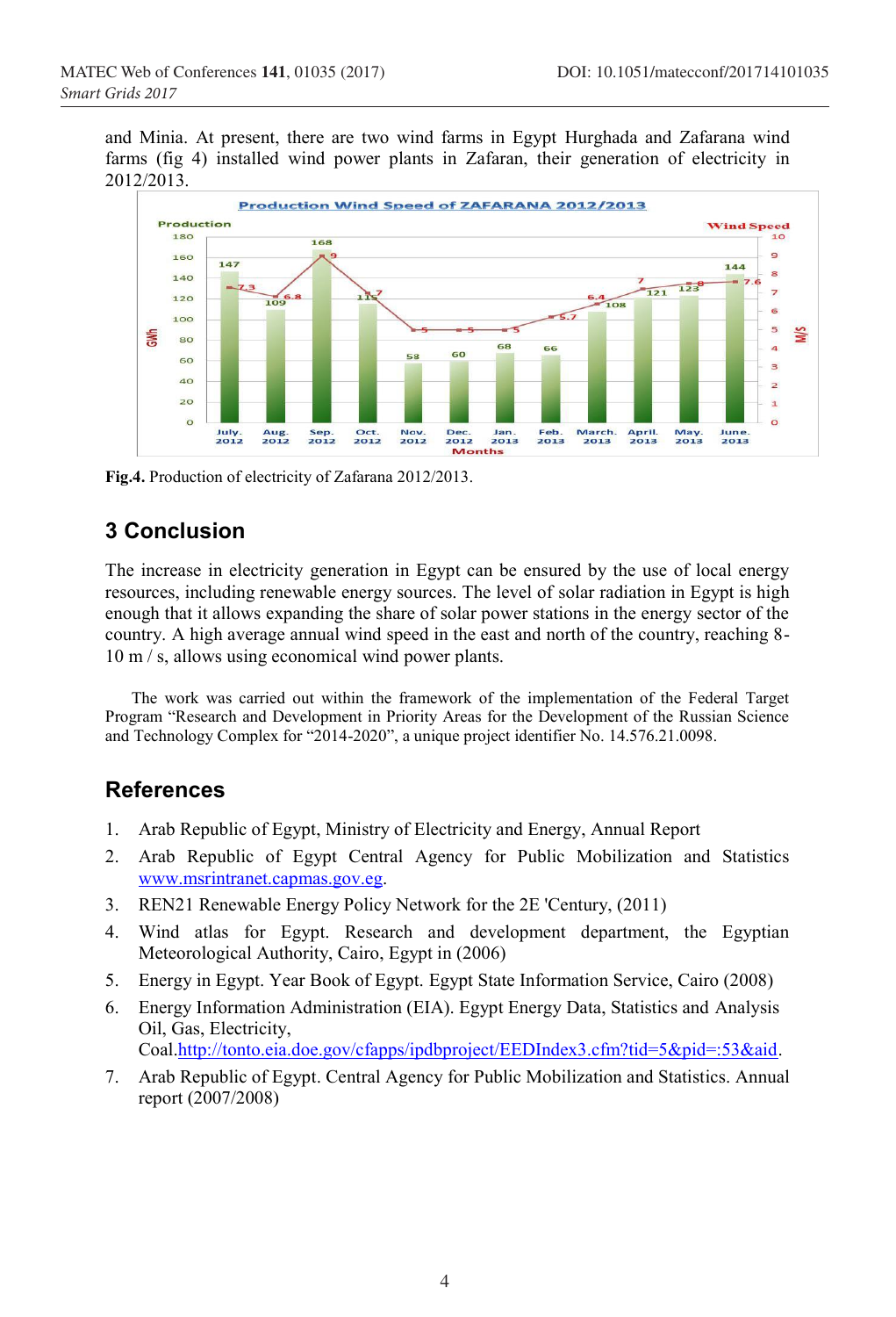and Minia. At present, there are two wind farms in Egypt Hurghada and Zafarana wind farms (fig 4) installed wind power plants in Zafaran, their generation of electricity in 2012/2013.

Production Wind Speed of ZAFARANA 2012/2013

Production

GWh

Wind Speed

M/S

180
160
140
120
100
80
60
40
20
0

10
9
8
7
6
5
4
3
2
1
0

147
109
168
115
58
60
68
66
108
121
123
144

7.3
6.8
9
7
5
5
5
5.7
6.4
7
8
7.6

July. 2012
Aug. 2012
Sep. 2012
Oct. 2012
Nov. 2012
Dec. 2012
Jan. 2013
Feb. 2013
March. 2013
April. 2013
May. 2013
June. 2013

Months

**Fig.4.** Production of electricity of Zafarana 2012/2013.

## 3 Conclusion

The increase in electricity generation in Egypt can be ensured by the use of local energy resources, including renewable energy sources. The level of solar radiation in Egypt is high enough that it allows expanding the share of solar power stations in the energy sector of the country. A high average annual wind speed in the east and north of the country, reaching 8-10 m / s, allows using economical wind power plants.

The work was carried out within the framework of the implementation of the Federal Target Program "Research and Development in Priority Areas for the Development of the Russian Science and Technology Complex for "2014-2020", a unique project identifier No. 14.576.21.0098.

## References

1. Arab Republic of Egypt, Ministry of Electricity and Energy, Annual Report
2. Arab Republic of Egypt Central Agency for Public Mobilization and Statistics www.msrintranet.capmas.gov.eg.
3. REN21 Renewable Energy Policy Network for the 2E 'Century, (2011)
4. Wind atlas for Egypt. Research and development department, the Egyptian Meteorological Authority, Cairo, Egypt in (2006)
5. Energy in Egypt. Year Book of Egypt. Egypt State Information Service, Cairo (2008)
6. Energy Information Administration (EIA). Egypt Energy Data, Statistics and Analysis Oil, Gas, Electricity, Coal.http://tonto.eia.doe.gov/cfapps/ipdbproject/EEDIndex3.cfm?tid=5&pid=:53&aid.
7. Arab Republic of Egypt. Central Agency for Public Mobilization and Statistics. Annual report (2007/2008)